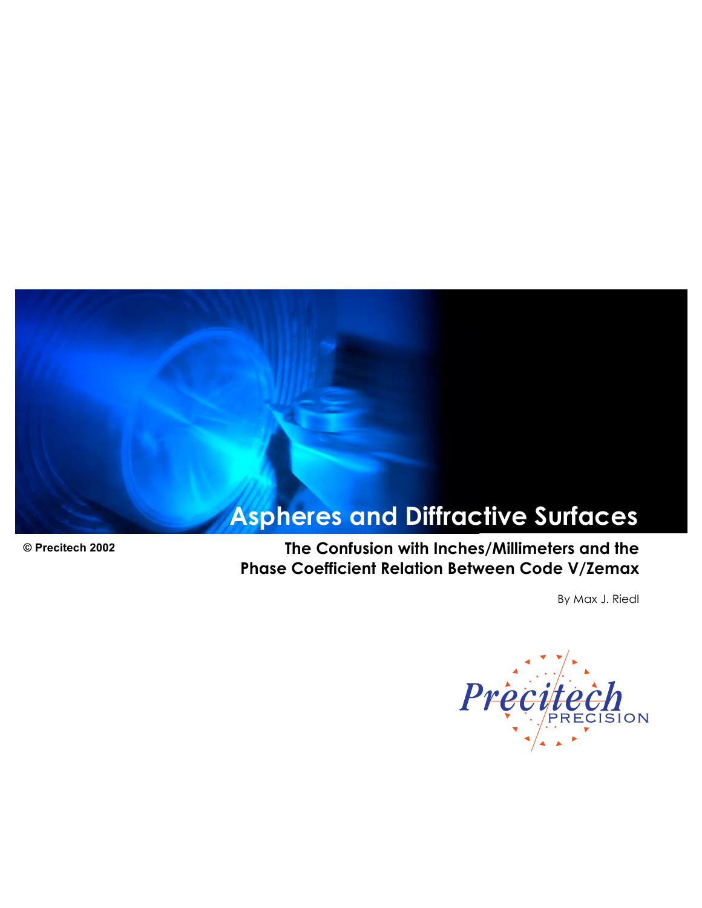# Aspheres and Diffractive Surfaces

© Precitech 2002

## The Confusion with Inches/Millimeters and the Phase Coefficient Relation Between Code V/Zemax

By Max J. Riedl

Precitech PRECISION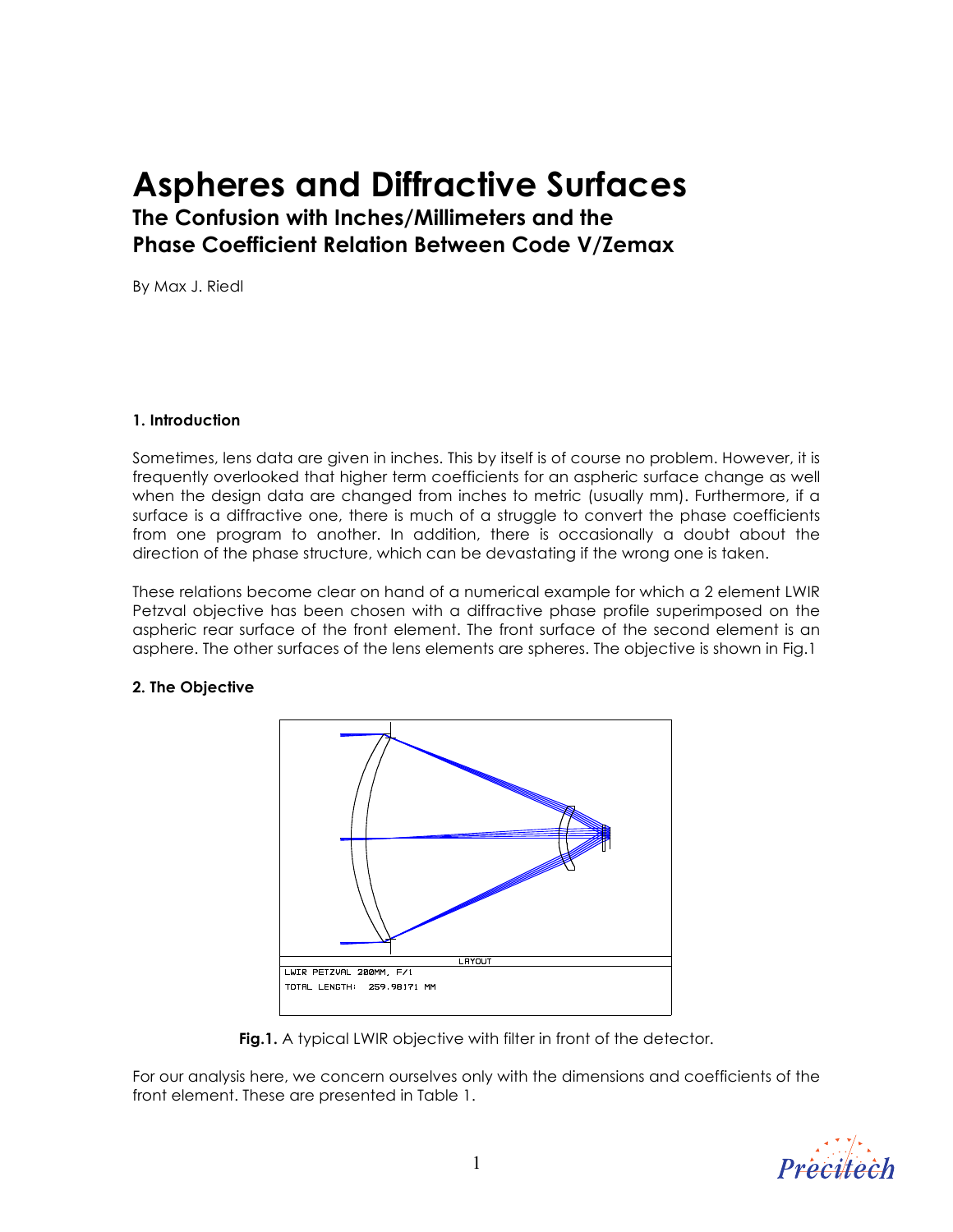# Aspheres and Diffractive Surfaces

## The Confusion with Inches/Millimeters and the Phase Coefficient Relation Between Code V/Zemax

By Max J. Riedl

### 1. Introduction

Sometimes, lens data are given in inches. This by itself is of course no problem. However, it is frequently overlooked that higher term coefficients for an aspheric surface change as well when the design data are changed from inches to metric (usually mm). Furthermore, if a surface is a diffractive one, there is much of a struggle to convert the phase coefficients from one program to another. In addition, there is occasionally a doubt about the direction of the phase structure, which can be devastating if the wrong one is taken.

These relations become clear on hand of a numerical example for which a 2 element LWIR Petzval objective has been chosen with a diffractive phase profile superimposed on the aspheric rear surface of the front element. The front surface of the second element is an asphere. The other surfaces of the lens elements are spheres. The objective is shown in Fig.1

### 2. The Objective

**Fig.1.** A typical LWIR objective with filter in front of the detector.

For our analysis here, we concern ourselves only with the dimensions and coefficients of the front element. These are presented in Table 1.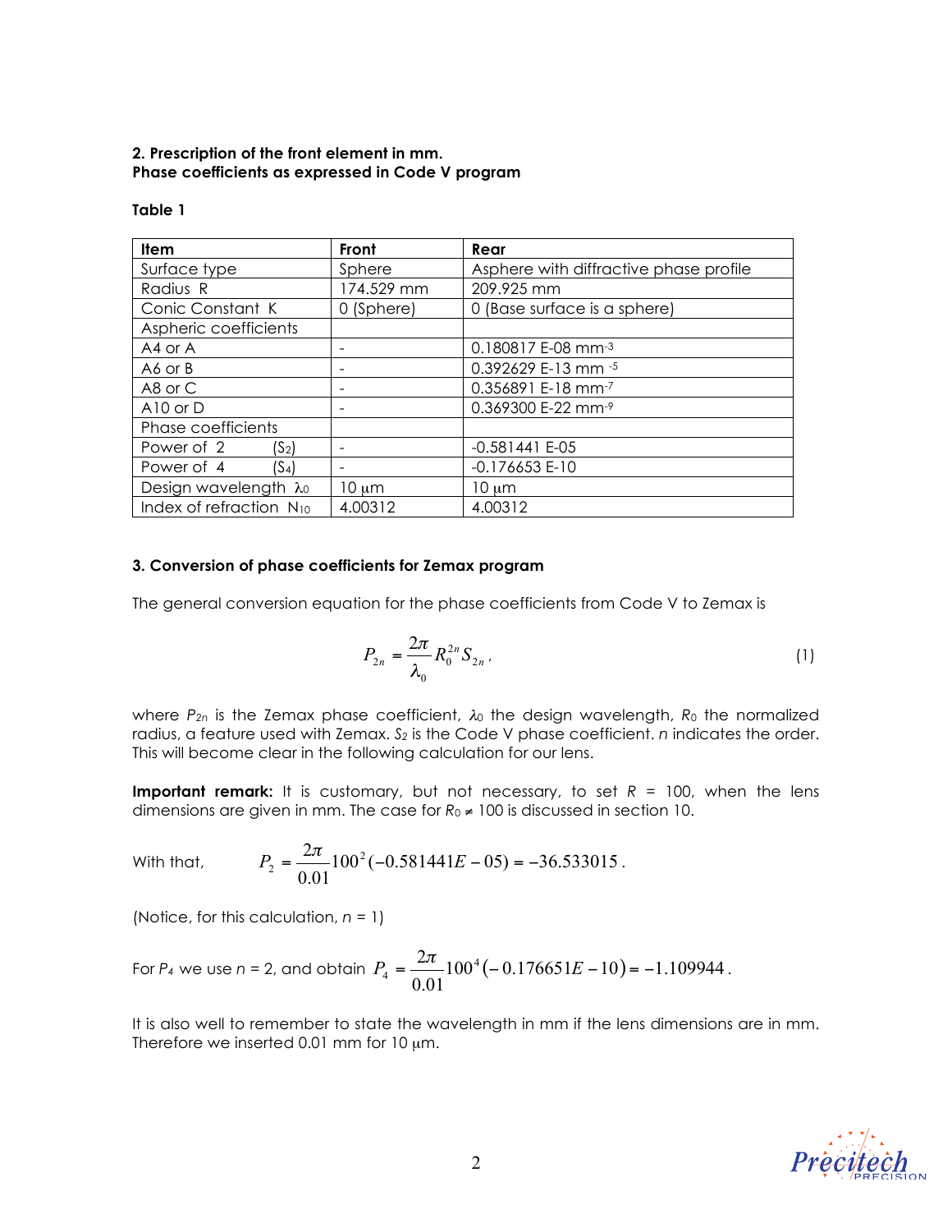**2. Prescription of the front element in mm.**
**Phase coefficients as expressed in Code V program**

**Table 1**

| **Item** | **Front** | **Rear** |
|---|---|---|
| Surface type | Sphere | Asphere with diffractive phase profile |
| Radius R | 174.529 mm | 209.925 mm |
| Conic Constant K | 0 (Sphere) | 0 (Base surface is a sphere) |
| Aspheric coefficients | | |
| A4 or A | - | 0.180817 E-08 mm$^{-3}$ |
| A6 or B | - | 0.392629 E-13 mm $^{-5}$ |
| A8 or C | - | 0.356891 E-18 mm$^{-7}$ |
| A10 or D | - | 0.369300 E-22 mm$^{-9}$ |
| Phase coefficients | | |
| Power of 2 ($S_2$) | - | -0.581441 E-05 |
| Power of 4 ($S_4$) | - | -0.176653 E-10 |
| Design wavelength $\lambda_0$ | 10 μm | 10 μm |
| Index of refraction $N_{10}$ | 4.00312 | 4.00312 |

**3. Conversion of phase coefficients for Zemax program**

The general conversion equation for the phase coefficients from Code V to Zemax is

$$P_{2n} = \frac{2\pi}{\lambda_0} R_0^{2n} S_{2n}, \qquad (1)$$

where $P_{2n}$ is the Zemax phase coefficient, $\lambda_0$ the design wavelength, $R_0$ the normalized radius, a feature used with Zemax. $S_2$ is the Code V phase coefficient. $n$ indicates the order. This will become clear in the following calculation for our lens.

**Important remark:** It is customary, but not necessary, to set $R$ = 100, when the lens dimensions are given in mm. The case for $R_0 \neq 100$ is discussed in section 10.

With that, $$P_2 = \frac{2\pi}{0.01} 100^2 (-0.581441E-05) = -36.533015.$$

(Notice, for this calculation, $n$ = 1)

For $P_4$ we use $n$ = 2, and obtain $$P_4 = \frac{2\pi}{0.01} 100^4 (-0.176651E-10) = -1.109944.$$

It is also well to remember to state the wavelength in mm if the lens dimensions are in mm. Therefore we inserted 0.01 mm for 10 μm.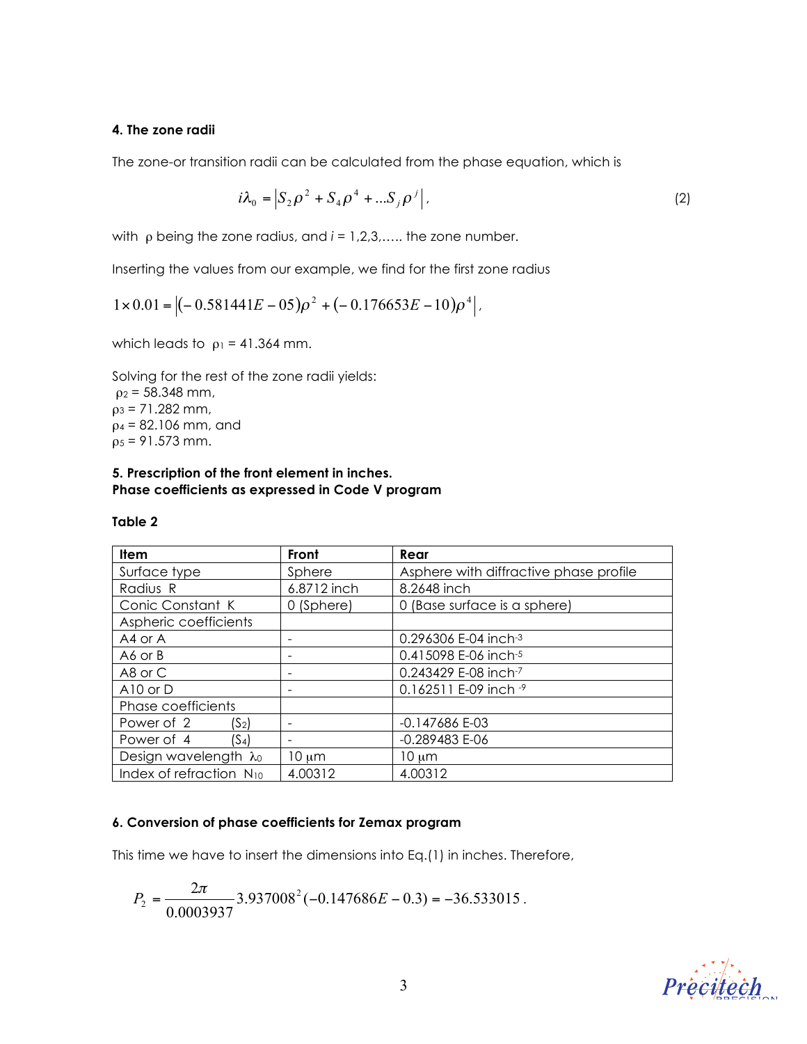### 4. The zone radii

The zone-or transition radii can be calculated from the phase equation, which is

$$i\lambda_0 = \left| S_2 \rho^2 + S_4 \rho^4 + \ldots S_j \rho^j \right|, \tag{2}$$

with $\rho$ being the zone radius, and $i$ = 1,2,3,….. the zone number.

Inserting the values from our example, we find for the first zone radius

$$1 \times 0.01 = \left| (-0.581441E-05)\rho^2 + (-0.176653E-10)\rho^4 \right|,$$

which leads to $\rho_1$ = 41.364 mm.

Solving for the rest of the zone radii yields:

$\rho_2$ = 58.348 mm,
$\rho_3$ = 71.282 mm,
$\rho_4$ = 82.106 mm, and
$\rho_5$ = 91.573 mm.

### 5. Prescription of the front element in inches.
### Phase coefficients as expressed in Code V program

**Table 2**

| Item | Front | Rear |
|---|---|---|
| Surface type | Sphere | Asphere with diffractive phase profile |
| Radius R | 6.8712 inch | 8.2648 inch |
| Conic Constant K | 0 (Sphere) | 0 (Base surface is a sphere) |
| Aspheric coefficients | | |
| A4 or A | - | 0.296306 E-04 inch$^{-3}$ |
| A6 or B | - | 0.415098 E-06 inch$^{-5}$ |
| A8 or C | - | 0.243429 E-08 inch$^{-7}$ |
| A10 or D | - | 0.162511 E-09 inch $^{-9}$ |
| Phase coefficients | | |
| Power of 2 ($S_2$) | - | -0.147686 E-03 |
| Power of 4 ($S_4$) | - | -0.289483 E-06 |
| Design wavelength $\lambda_0$ | 10 $\mu$m | 10 $\mu$m |
| Index of refraction $N_{10}$ | 4.00312 | 4.00312 |

### 6. Conversion of phase coefficients for Zemax program

This time we have to insert the dimensions into Eq.(1) in inches. Therefore,

$$P_2 = \frac{2\pi}{0.0003937} 3.937008^2 (-0.147686E-0.3) = -36.533015.$$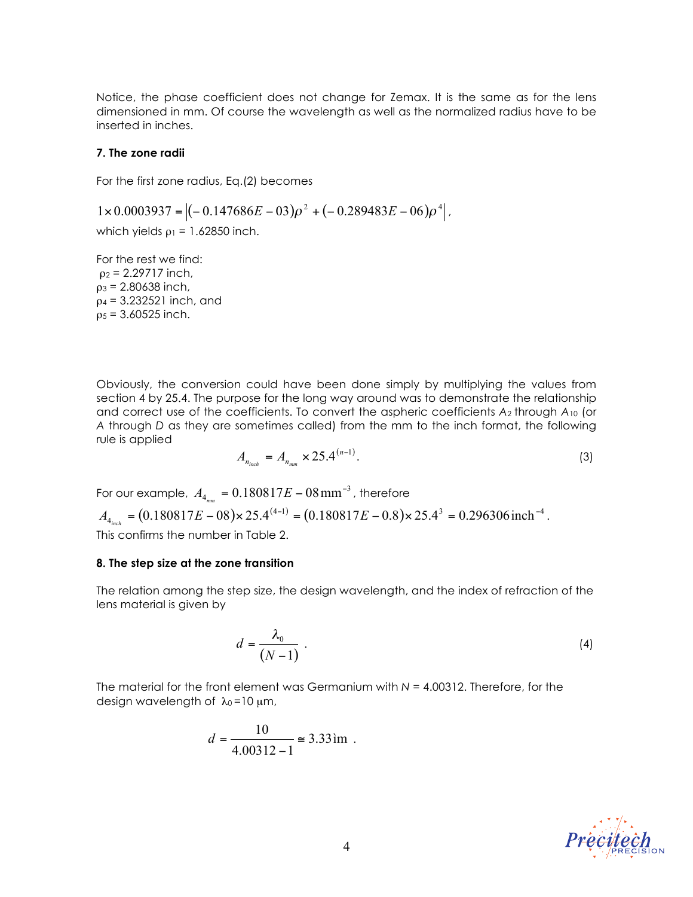Notice, the phase coefficient does not change for Zemax. It is the same as for the lens dimensioned in mm. Of course the wavelength as well as the normalized radius have to be inserted in inches.

**7. The zone radii**

For the first zone radius, Eq.(2) becomes

$$1 \times 0.0003937 = \left|(-0.147686E-03)\rho^2 + (-0.289483E-06)\rho^4\right|,$$

which yields $\rho_1$ = 1.62850 inch.

For the rest we find:
$\rho_2$ = 2.29717 inch,
$\rho_3$ = 2.80638 inch,
$\rho_4$ = 3.232521 inch, and
$\rho_5$ = 3.60525 inch.

Obviously, the conversion could have been done simply by multiplying the values from section 4 by 25.4. The purpose for the long way around was to demonstrate the relationship and correct use of the coefficients. To convert the aspheric coefficients $A_2$ through $A_{10}$ (or $A$ through $D$ as they are sometimes called) from the mm to the inch format, the following rule is applied

$$A_{n_{inch}} = A_{n_{mm}} \times 25.4^{(n-1)}. \tag{3}$$

For our example, $A_{4_{mm}} = 0.180817E-08\,\text{mm}^{-3}$, therefore

$$A_{4_{inch}} = (0.180817E-08) \times 25.4^{(4-1)} = (0.180817E-0.8) \times 25.4^3 = 0.296306\,\text{inch}^{-4}.$$

This confirms the number in Table 2.

**8. The step size at the zone transition**

The relation among the step size, the design wavelength, and the index of refraction of the lens material is given by

$$d = \frac{\lambda_0}{(N-1)} \; . \tag{4}$$

The material for the front element was Germanium with $N$ = 4.00312. Therefore, for the design wavelength of $\lambda_0$ =10 μm,

$$d = \frac{10}{4.00312 - 1} \cong 3.33\,\mu\text{m} \; .$$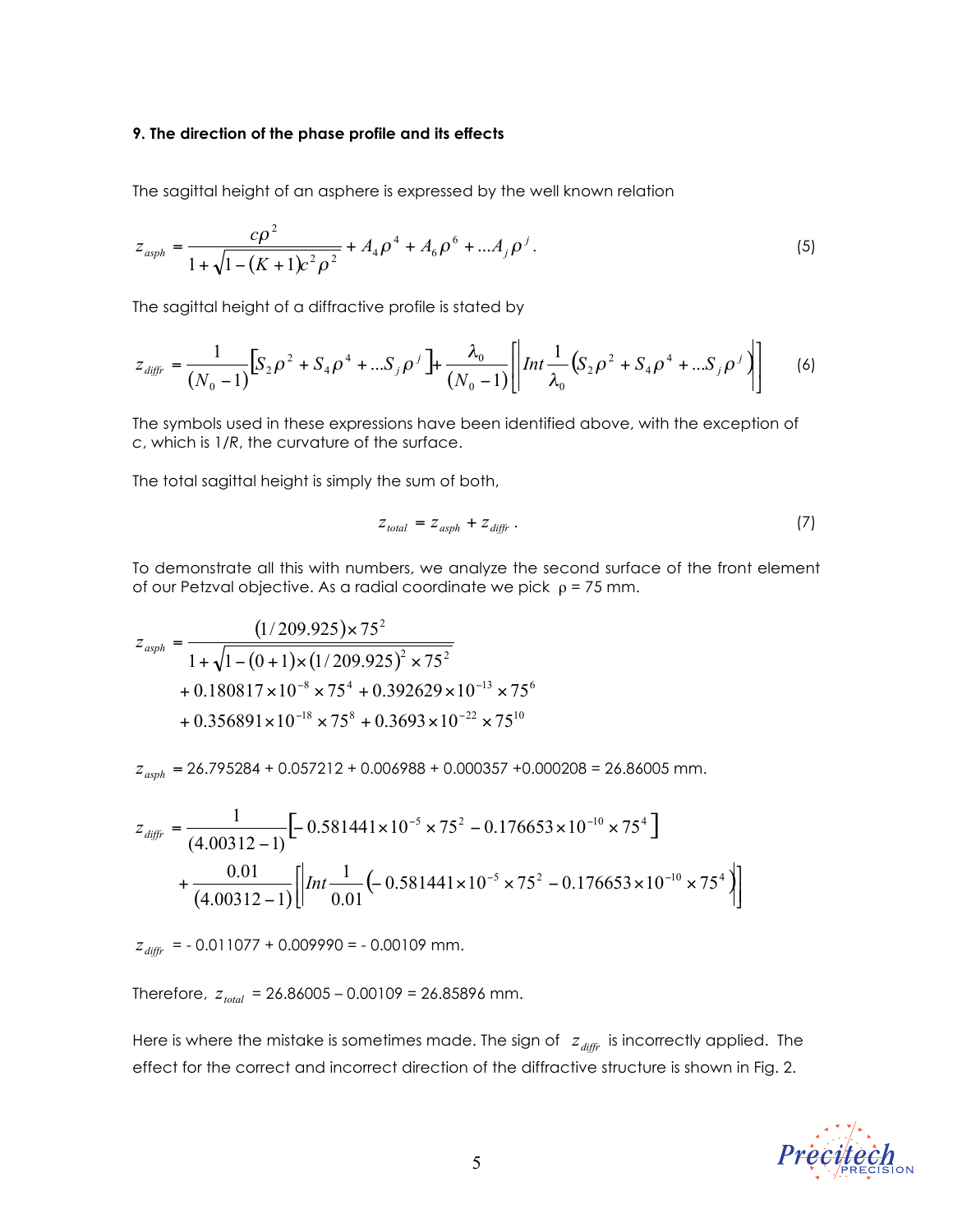**9. The direction of the phase profile and its effects**

The sagittal height of an asphere is expressed by the well known relation

$$z_{asph} = \frac{c\rho^2}{1+\sqrt{1-(K+1)c^2\rho^2}} + A_4\rho^4 + A_6\rho^6 + \ldots A_j\rho^j . \tag{5}$$

The sagittal height of a diffractive profile is stated by

$$z_{diffr} = \frac{1}{(N_0-1)}\left[S_2\rho^2 + S_4\rho^4 + \ldots S_j\rho^j\right] + \frac{\lambda_0}{(N_0-1)}\left[\left| Int\frac{1}{\lambda_0}\left(S_2\rho^2 + S_4\rho^4 + \ldots S_j\rho^j\right)\right|\right] \tag{6}$$

The symbols used in these expressions have been identified above, with the exception of c, which is 1/*R*, the curvature of the surface.

The total sagittal height is simply the sum of both,

$$z_{total} = z_{asph} + z_{diffr} . \tag{7}$$

To demonstrate all this with numbers, we analyze the second surface of the front element of our Petzval objective. As a radial coordinate we pick $\rho$ = 75 mm.

$$\begin{aligned} z_{asph} = &\frac{(1/209.925)\times 75^2}{1+\sqrt{1-(0+1)\times(1/209.925)^2\times 75^2}} \\ &+ 0.180817\times10^{-8}\times 75^4 + 0.392629\times10^{-13}\times 75^6 \\ &+ 0.356891\times10^{-18}\times 75^8 + 0.3693\times10^{-22}\times 75^{10} \end{aligned}$$

$z_{asph}$ = 26.795284 + 0.057212 + 0.006988 + 0.000357 +0.000208 = 26.86005 mm.

$$\begin{aligned} z_{diffr} = &\frac{1}{(4.00312-1)}\left[-0.581441\times10^{-5}\times 75^2 - 0.176653\times10^{-10}\times 75^4\right] \\ &+ \frac{0.01}{(4.00312-1)}\left[\left| Int\frac{1}{0.01}\left(-0.581441\times10^{-5}\times 75^2 - 0.176653\times10^{-10}\times 75^4\right)\right|\right] \end{aligned}$$

$z_{diffr}$ = - 0.011077 + 0.009990 = - 0.00109 mm.

Therefore, $z_{total}$ = 26.86005 – 0.00109 = 26.85896 mm.

Here is where the mistake is sometimes made. The sign of $z_{diffr}$ is incorrectly applied. The effect for the correct and incorrect direction of the diffractive structure is shown in Fig. 2.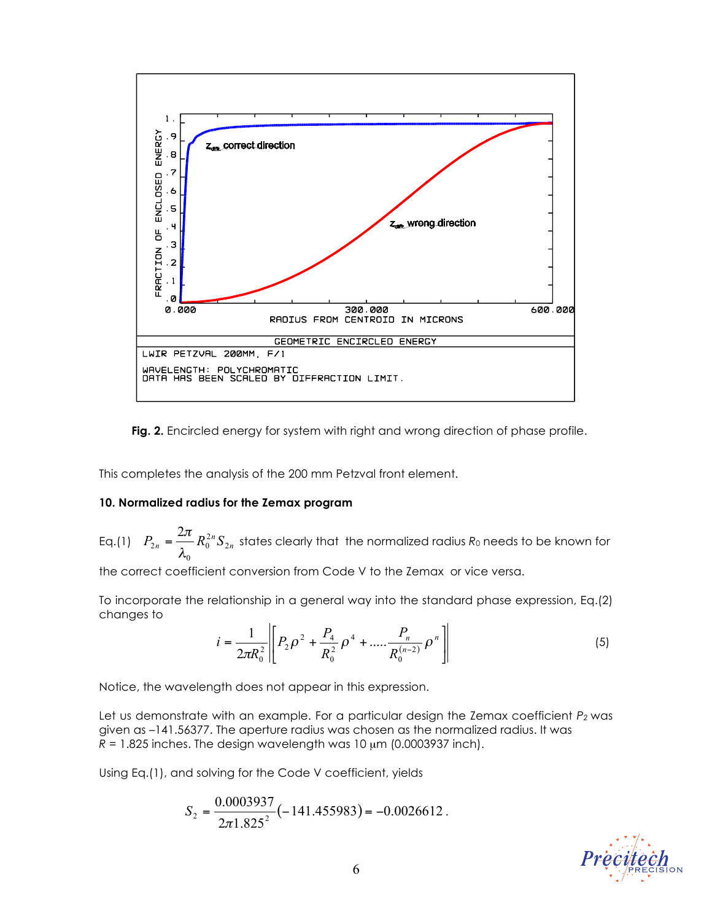**Fig. 2.** Encircled energy for system with right and wrong direction of phase profile.

This completes the analysis of the 200 mm Petzval front element.

**10. Normalized radius for the Zemax program**

Eq.(1) $P_{2n} = \dfrac{2\pi}{\lambda_0} R_0^{2n} S_{2n}$ states clearly that the normalized radius $R_0$ needs to be known for the correct coefficient conversion from Code V to the Zemax or vice versa.

To incorporate the relationship in a general way into the standard phase expression, Eq.(2) changes to

$$i = \frac{1}{2\pi R_0^2} \left\| \left[ P_2 \rho^2 + \frac{P_4}{R_0^2} \rho^4 + \ldots\ldots \frac{P_n}{R_0^{(n-2)}} \rho^n \right] \right\| \tag{5}$$

Notice, the wavelength does not appear in this expression.

Let us demonstrate with an example. For a particular design the Zemax coefficient $P_2$ was given as –141.56377. The aperture radius was chosen as the normalized radius. It was $R$ = 1.825 inches. The design wavelength was 10 μm (0.0003937 inch).

Using Eq.(1), and solving for the Code V coefficient, yields

$$S_2 = \frac{0.0003937}{2\pi 1.825^2} (-141.455983) = -0.0026612\,.$$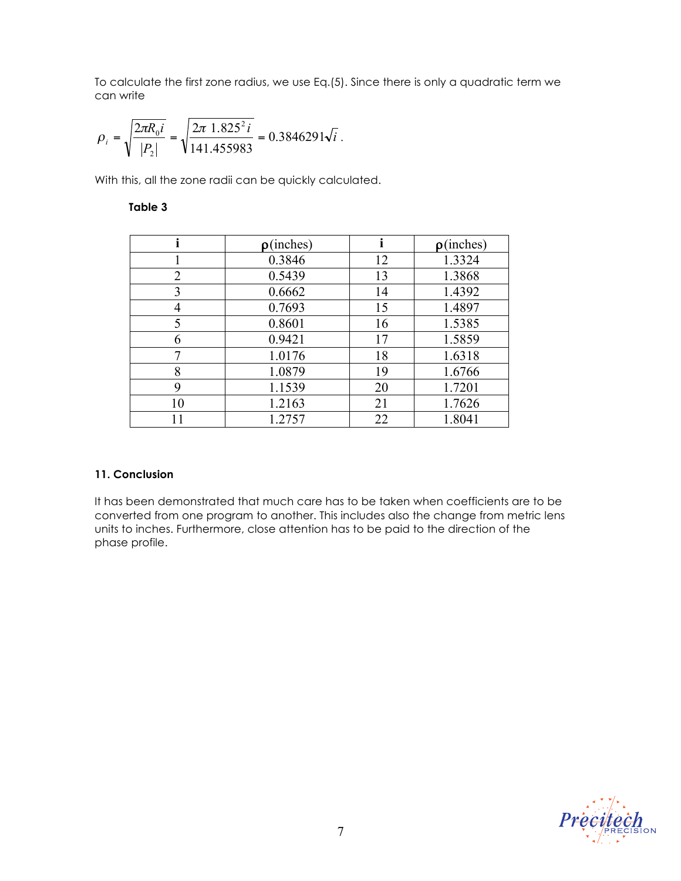To calculate the first zone radius, we use Eq.(5). Since there is only a quadratic term we can write

$$\rho_i = \sqrt{\frac{2\pi R_0 i}{|P_2|}} = \sqrt{\frac{2\pi\ 1.825^2 i}{141.455983}} = 0.3846291\sqrt{i}\ .$$

With this, all the zone radii can be quickly calculated.

**Table 3**

| i | ρ(inches) | i | ρ(inches) |
|---|---|---|---|
| 1 | 0.3846 | 12 | 1.3324 |
| 2 | 0.5439 | 13 | 1.3868 |
| 3 | 0.6662 | 14 | 1.4392 |
| 4 | 0.7693 | 15 | 1.4897 |
| 5 | 0.8601 | 16 | 1.5385 |
| 6 | 0.9421 | 17 | 1.5859 |
| 7 | 1.0176 | 18 | 1.6318 |
| 8 | 1.0879 | 19 | 1.6766 |
| 9 | 1.1539 | 20 | 1.7201 |
| 10 | 1.2163 | 21 | 1.7626 |
| 11 | 1.2757 | 22 | 1.8041 |

### 11. Conclusion

It has been demonstrated that much care has to be taken when coefficients are to be converted from one program to another. This includes also the change from metric lens units to inches. Furthermore, close attention has to be paid to the direction of the phase profile.